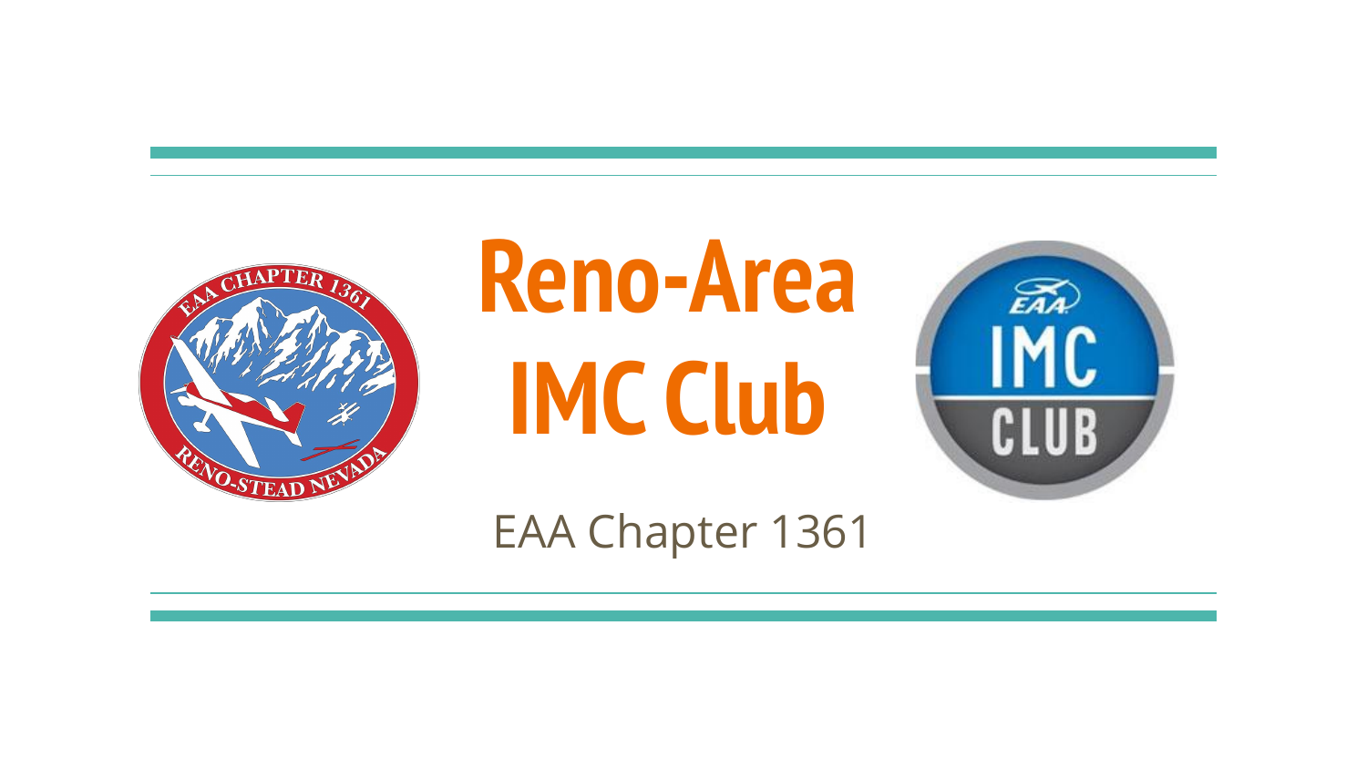# Reno-Area IMC Club

EAA Chapter 1361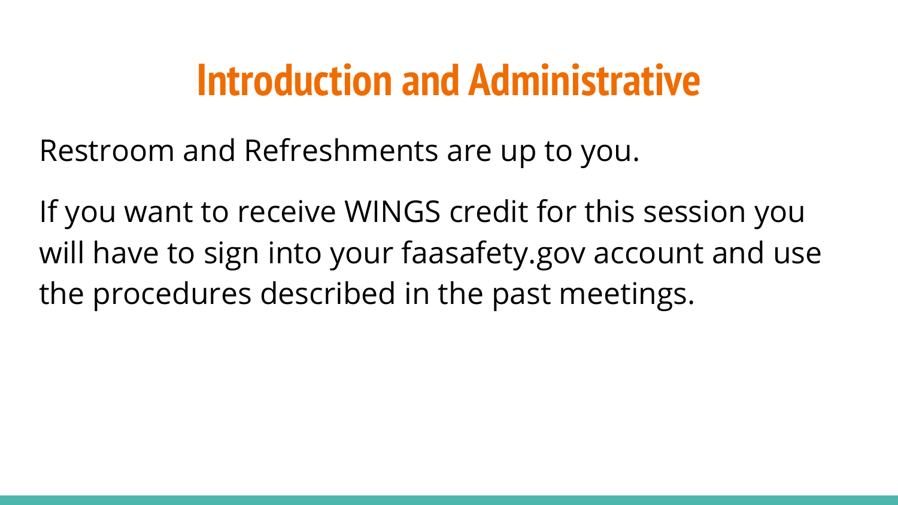# Introduction and Administrative

Restroom and Refreshments are up to you.

If you want to receive WINGS credit for this session you will have to sign into your faasafety.gov account and use the procedures described in the past meetings.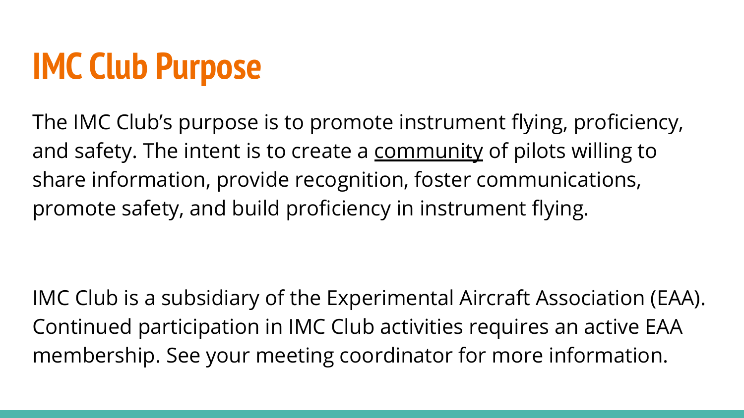# IMC Club Purpose

The IMC Club's purpose is to promote instrument flying, proficiency, and safety. The intent is to create a <u>community</u> of pilots willing to share information, provide recognition, foster communications, promote safety, and build proficiency in instrument flying.

IMC Club is a subsidiary of the Experimental Aircraft Association (EAA). Continued participation in IMC Club activities requires an active EAA membership. See your meeting coordinator for more information.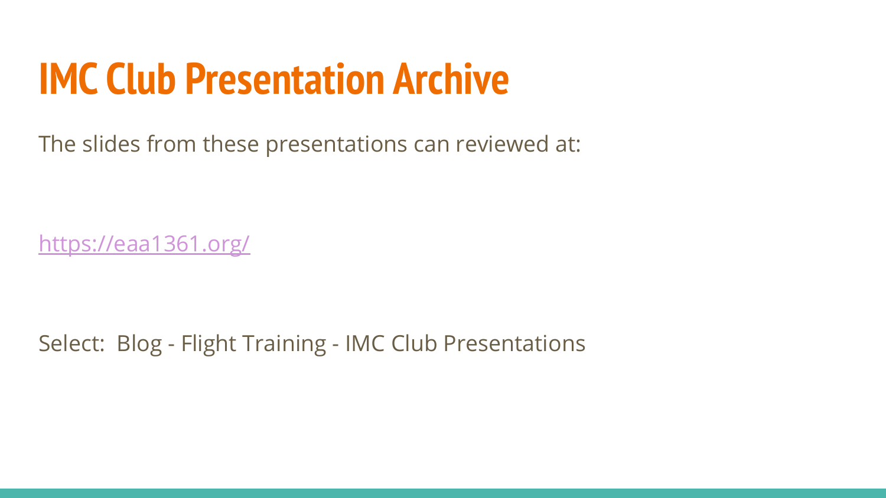# IMC Club Presentation Archive

The slides from these presentations can reviewed at:

[https://eaa1361.org/](https://eaa1361.org/)

Select: Blog - Flight Training - IMC Club Presentations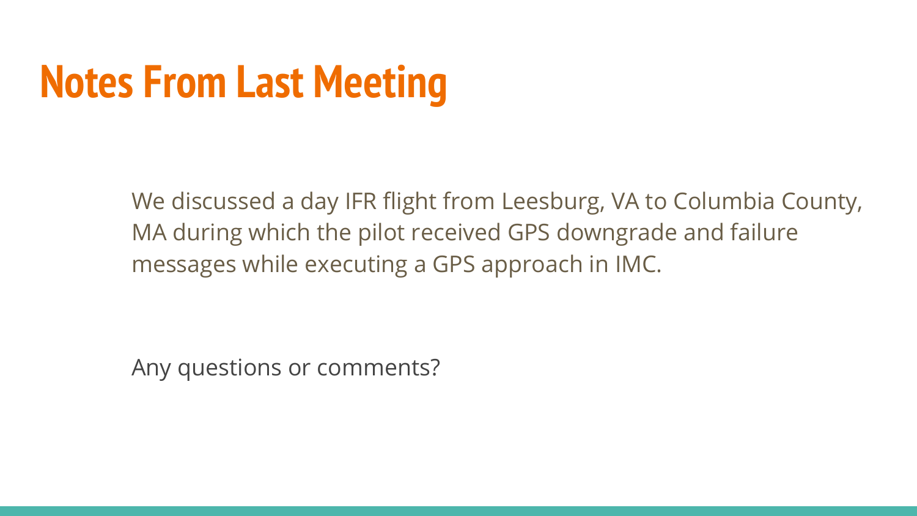# Notes From Last Meeting

We discussed a day IFR flight from Leesburg, VA to Columbia County, MA during which the pilot received GPS downgrade and failure messages while executing a GPS approach in IMC.

Any questions or comments?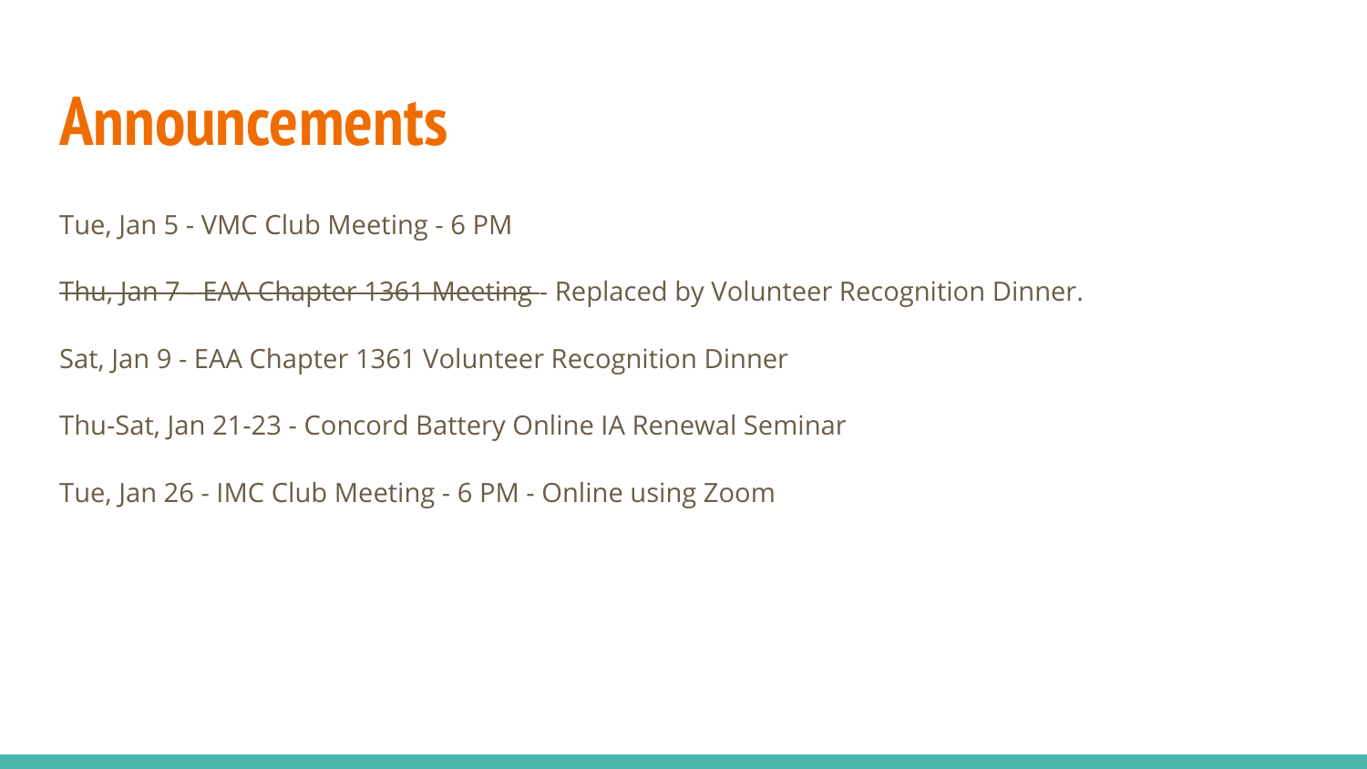# Announcements

Tue, Jan 5 - VMC Club Meeting - 6 PM

~~Thu, Jan 7 - EAA Chapter 1361 Meeting~~ - Replaced by Volunteer Recognition Dinner.

Sat, Jan 9 - EAA Chapter 1361 Volunteer Recognition Dinner

Thu-Sat, Jan 21-23 - Concord Battery Online IA Renewal Seminar

Tue, Jan 26 - IMC Club Meeting - 6 PM - Online using Zoom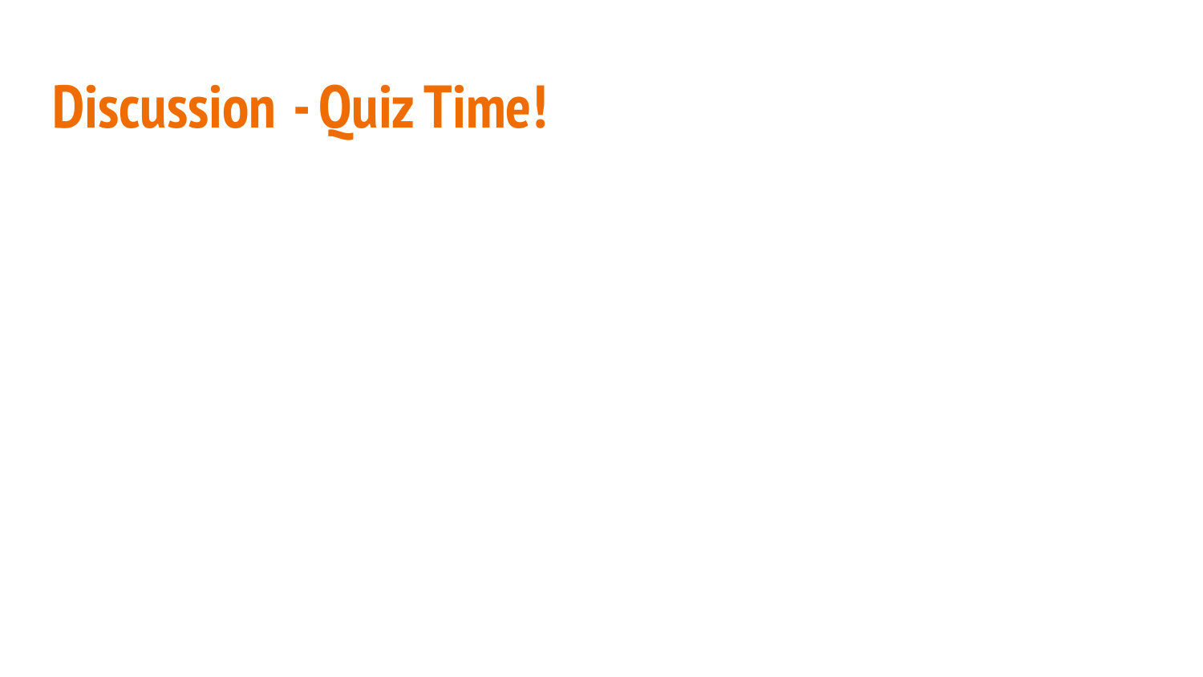# Discussion - Quiz Time!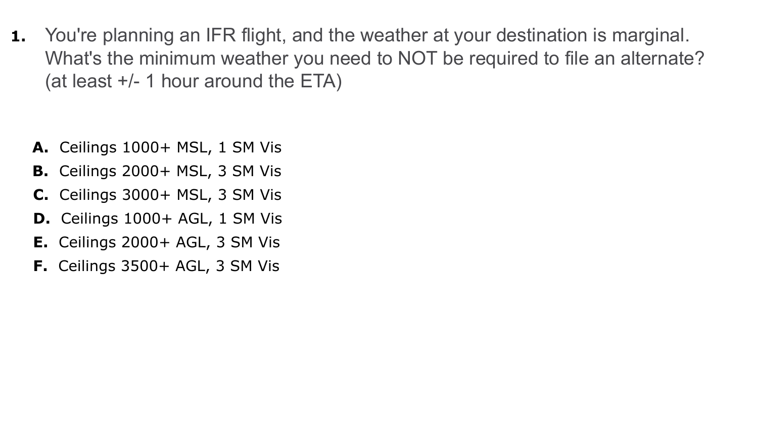1. You're planning an IFR flight, and the weather at your destination is marginal. What's the minimum weather you need to NOT be required to file an alternate? (at least +/- 1 hour around the ETA)

   **A.** Ceilings 1000+ MSL, 1 SM Vis
   **B.** Ceilings 2000+ MSL, 3 SM Vis
   **C.** Ceilings 3000+ MSL, 3 SM Vis
   **D.** Ceilings 1000+ AGL, 1 SM Vis
   **E.** Ceilings 2000+ AGL, 3 SM Vis
   **F.** Ceilings 3500+ AGL, 3 SM Vis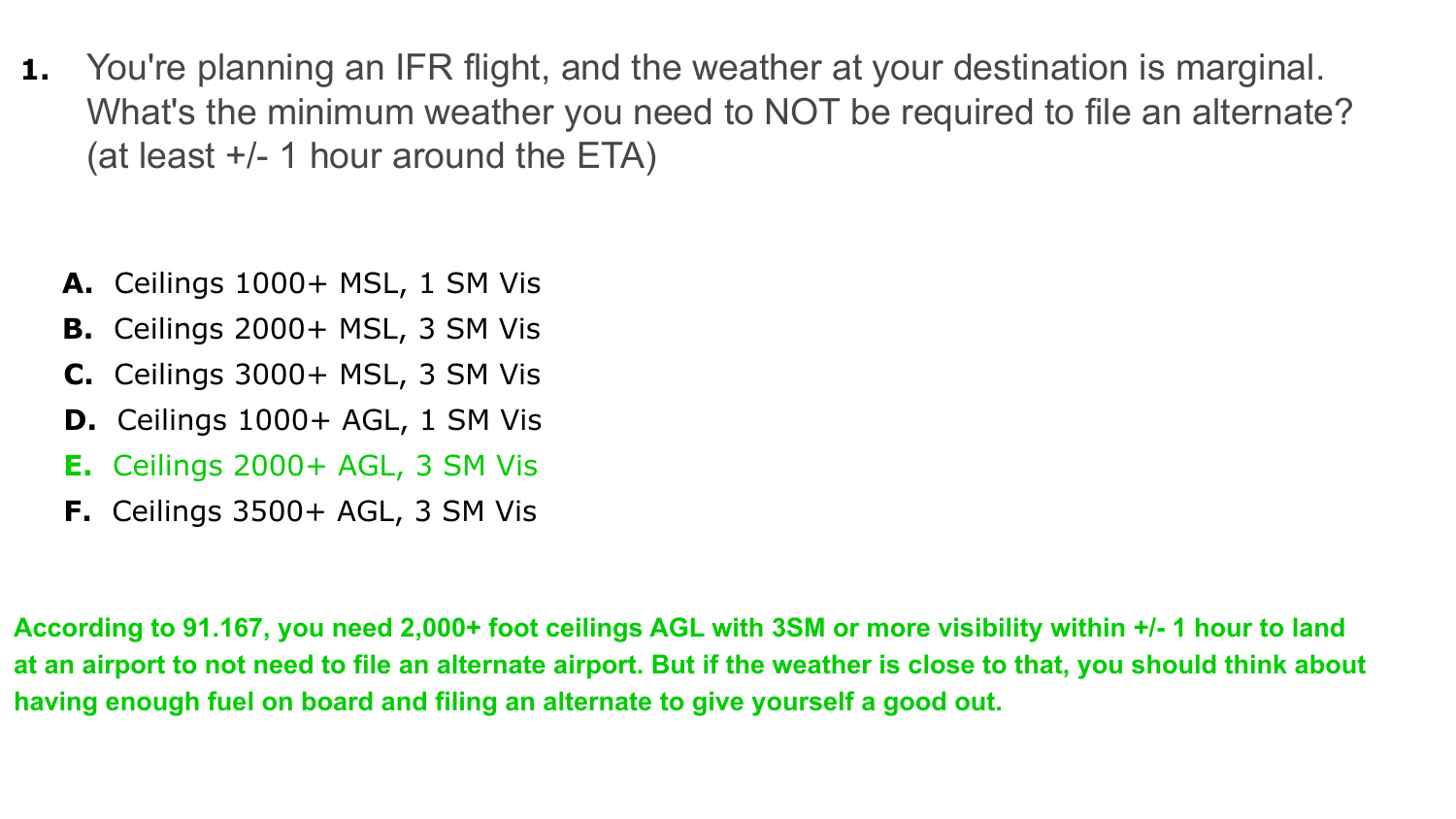1. You're planning an IFR flight, and the weather at your destination is marginal. What's the minimum weather you need to NOT be required to file an alternate? (at least +/- 1 hour around the ETA)

   - **A.** Ceilings 1000+ MSL, 1 SM Vis
   - **B.** Ceilings 2000+ MSL, 3 SM Vis
   - **C.** Ceilings 3000+ MSL, 3 SM Vis
   - **D.** Ceilings 1000+ AGL, 1 SM Vis
   - **E.** Ceilings 2000+ AGL, 3 SM Vis
   - **F.** Ceilings 3500+ AGL, 3 SM Vis

**According to 91.167, you need 2,000+ foot ceilings AGL with 3SM or more visibility within +/- 1 hour to land at an airport to not need to file an alternate airport. But if the weather is close to that, you should think about having enough fuel on board and filing an alternate to give yourself a good out.**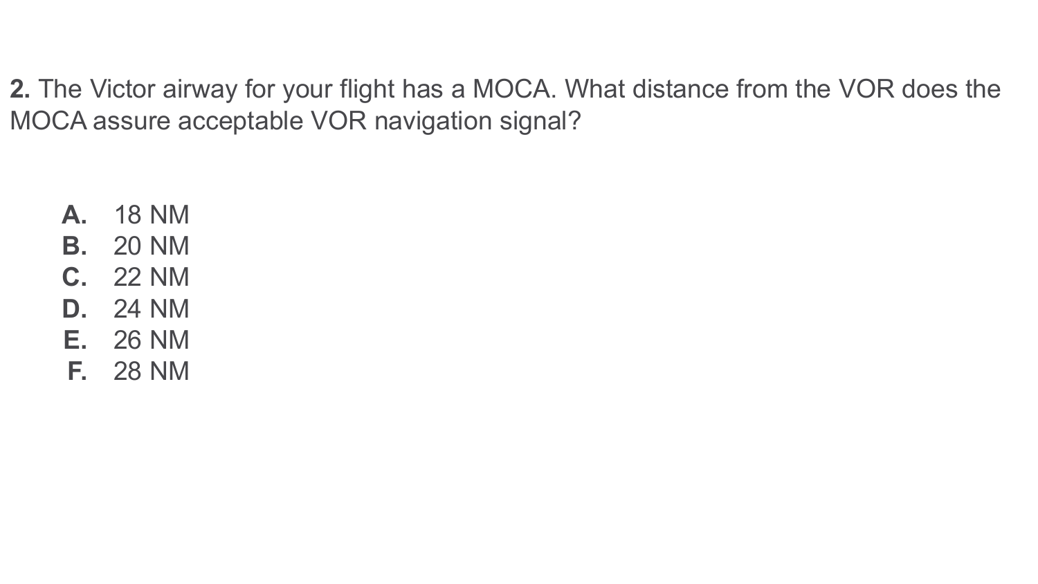**2.** The Victor airway for your flight has a MOCA. What distance from the VOR does the MOCA assure acceptable VOR navigation signal?

- **A.** 18 NM
- **B.** 20 NM
- **C.** 22 NM
- **D.** 24 NM
- **E.** 26 NM
- **F.** 28 NM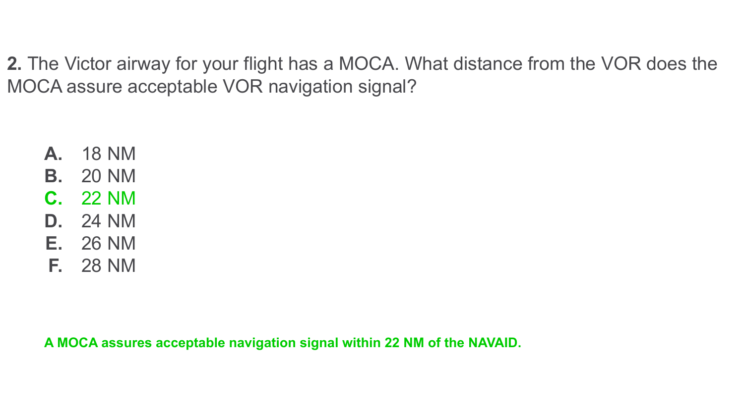**2.** The Victor airway for your flight has a MOCA. What distance from the VOR does the MOCA assure acceptable VOR navigation signal?

- **A.** 18 NM
- **B.** 20 NM
- **C.** 22 NM
- **D.** 24 NM
- **E.** 26 NM
- **F.** 28 NM

**A MOCA assures acceptable navigation signal within 22 NM of the NAVAID.**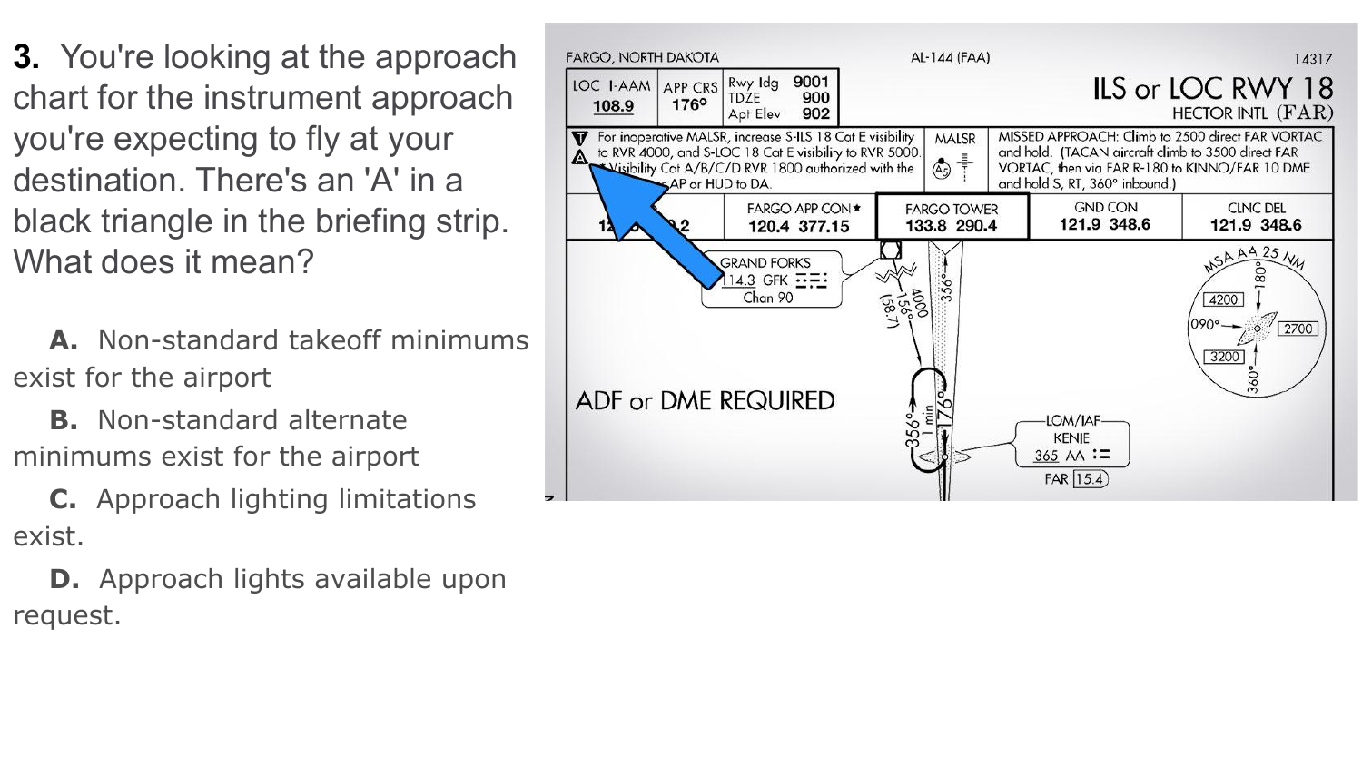**3.** You're looking at the approach chart for the instrument approach you're expecting to fly at your destination. There's an 'A' in a black triangle in the briefing strip. What does it mean?

**A.** Non-standard takeoff minimums exist for the airport

**B.** Non-standard alternate minimums exist for the airport

**C.** Approach lighting limitations exist.

**D.** Approach lights available upon request.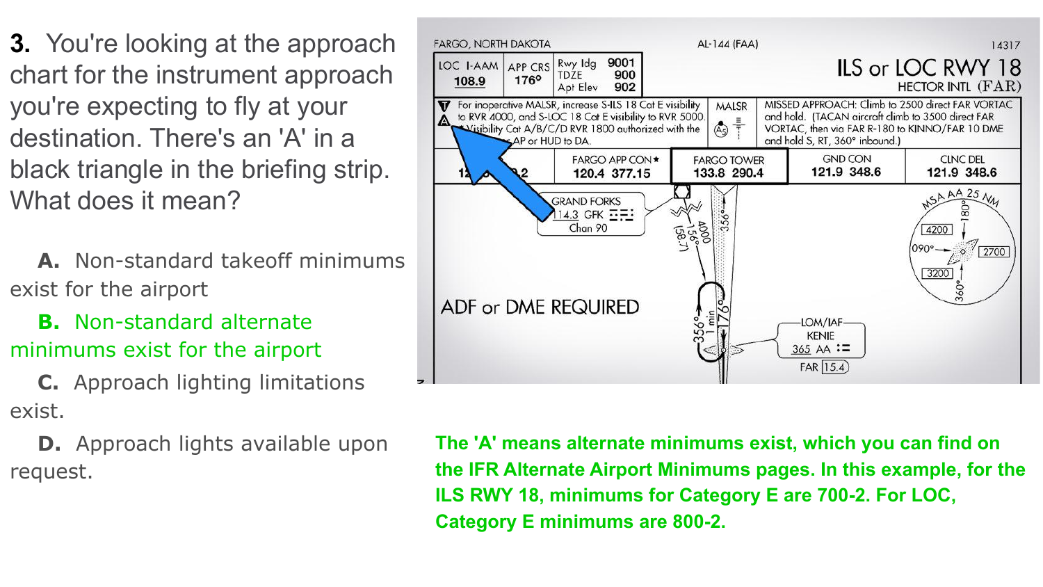**3.** You're looking at the approach chart for the instrument approach you're expecting to fly at your destination. There's an 'A' in a black triangle in the briefing strip. What does it mean?

**A.** Non-standard takeoff minimums exist for the airport

**B.** Non-standard alternate minimums exist for the airport

**C.** Approach lighting limitations exist.

**D.** Approach lights available upon request.

**The 'A' means alternate minimums exist, which you can find on the IFR Alternate Airport Minimums pages. In this example, for the ILS RWY 18, minimums for Category E are 700-2. For LOC, Category E minimums are 800-2.**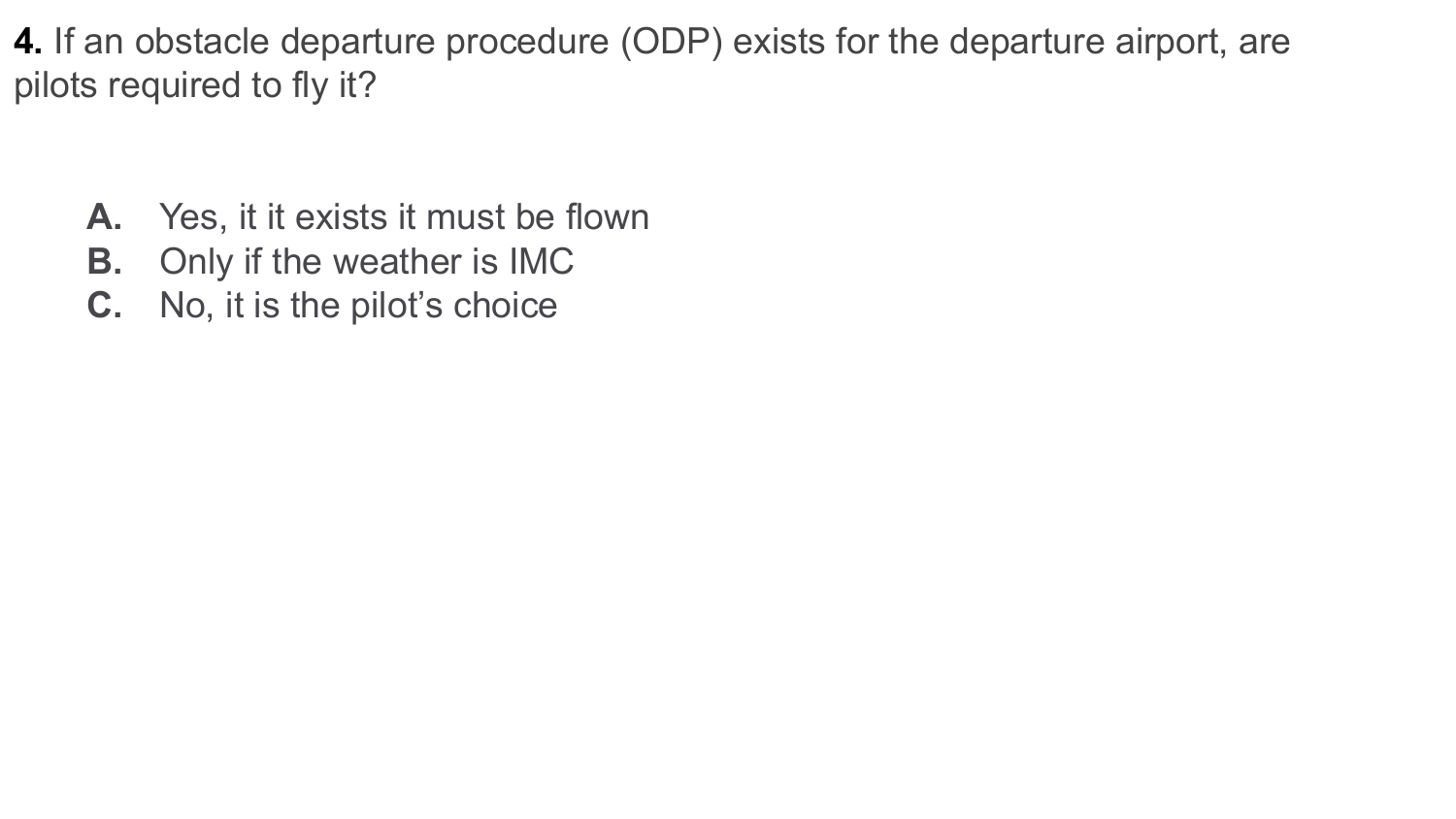**4.** If an obstacle departure procedure (ODP) exists for the departure airport, are pilots required to fly it?

A. Yes, it it exists it must be flown
B. Only if the weather is IMC
C. No, it is the pilot's choice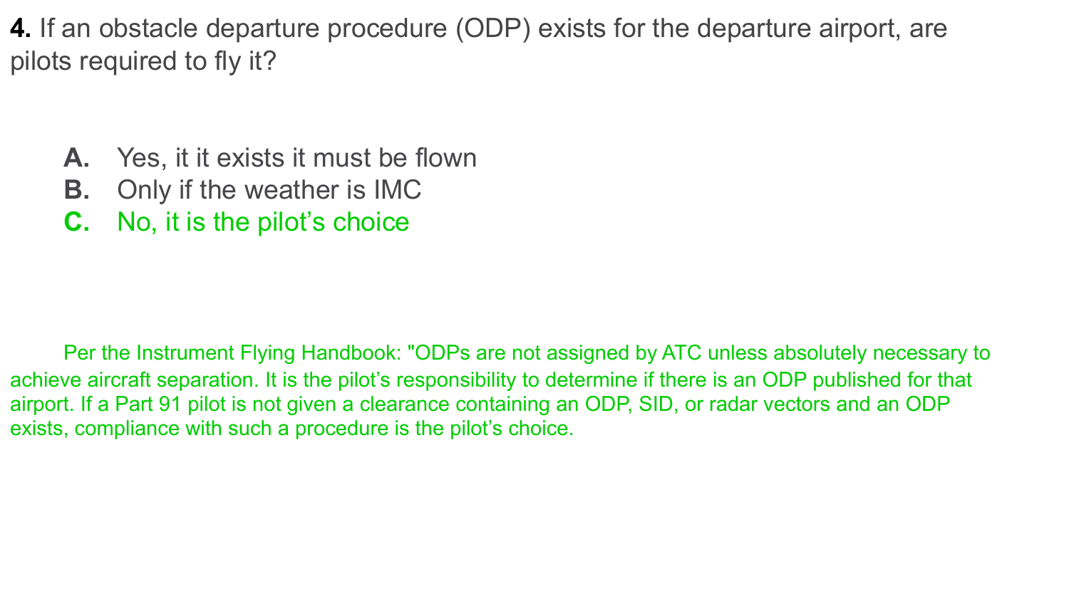**4.** If an obstacle departure procedure (ODP) exists for the departure airport, are pilots required to fly it?

- **A.** Yes, it it exists it must be flown
- **B.** Only if the weather is IMC
- **C.** No, it is the pilot's choice

Per the Instrument Flying Handbook: "ODPs are not assigned by ATC unless absolutely necessary to achieve aircraft separation. It is the pilot's responsibility to determine if there is an ODP published for that airport. If a Part 91 pilot is not given a clearance containing an ODP, SID, or radar vectors and an ODP exists, compliance with such a procedure is the pilot's choice.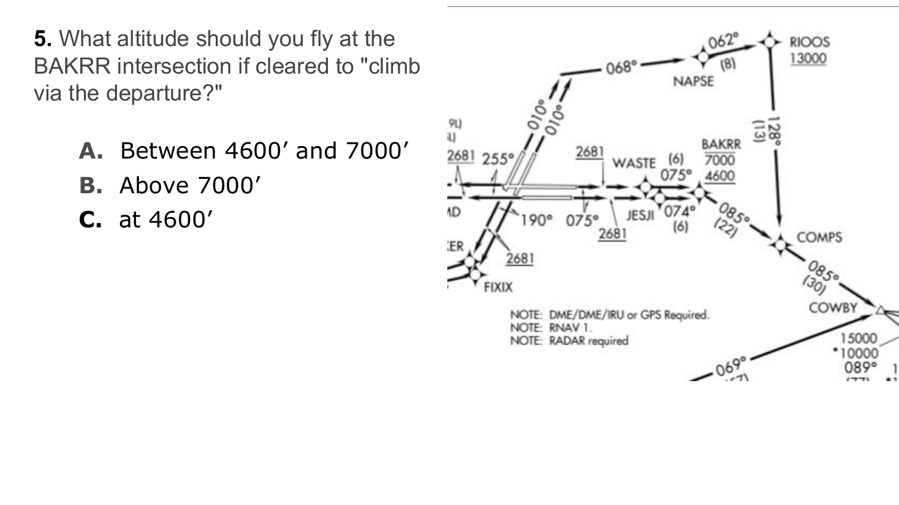**5.** What altitude should you fly at the BAKRR intersection if cleared to "climb via the departure?"

- **A.** Between 4600′ and 7000′
- **B.** Above 7000′
- **C.** at 4600′

NOTE: DME/DME/IRU or GPS Required.
NOTE: RNAV 1.
NOTE: RADAR required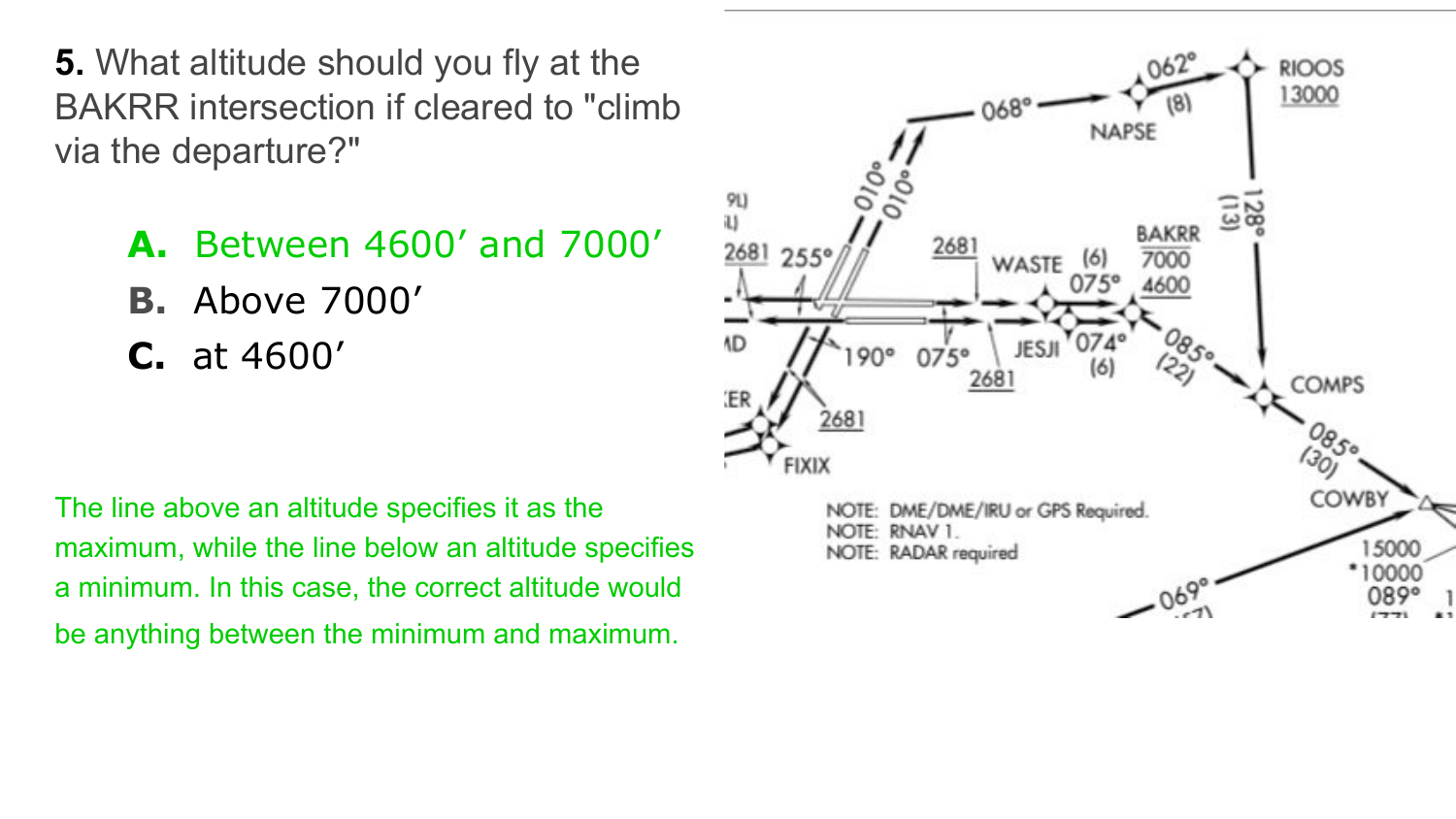**5.** What altitude should you fly at the BAKRR intersection if cleared to "climb via the departure?"

- **A.** Between 4600′ and 7000′
- **B.** Above 7000′
- **C.** at 4600′

The line above an altitude specifies it as the maximum, while the line below an altitude specifies a minimum. In this case, the correct altitude would be anything between the minimum and maximum.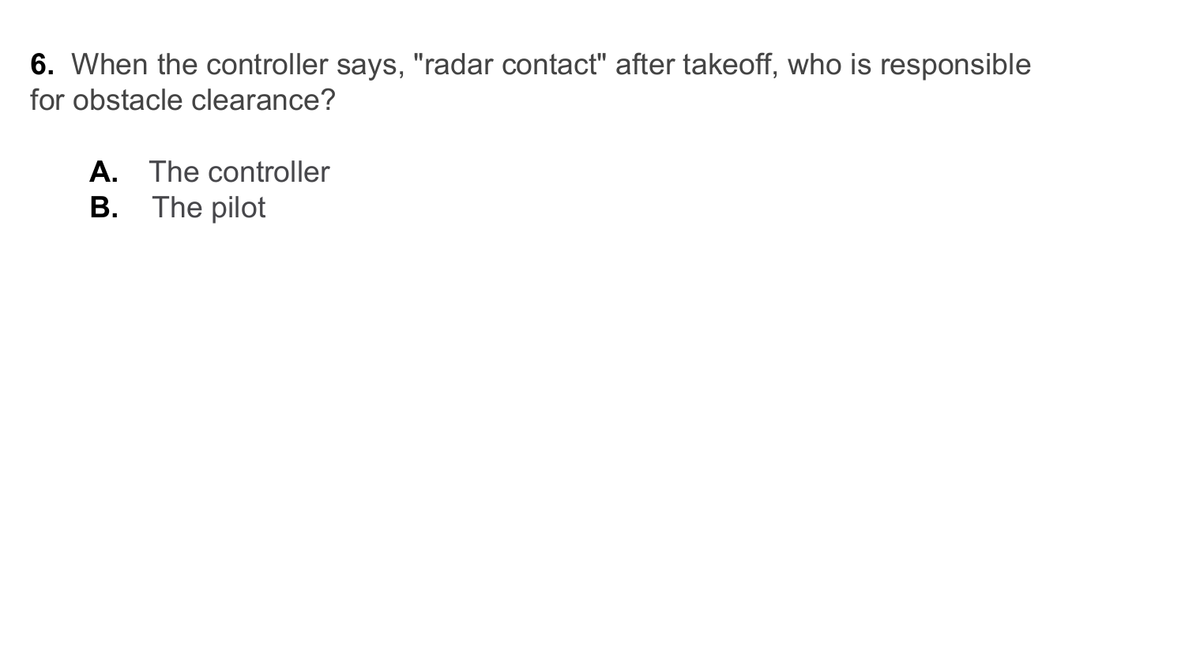**6.** When the controller says, "radar contact" after takeoff, who is responsible for obstacle clearance?

- **A.** The controller
- **B.** The pilot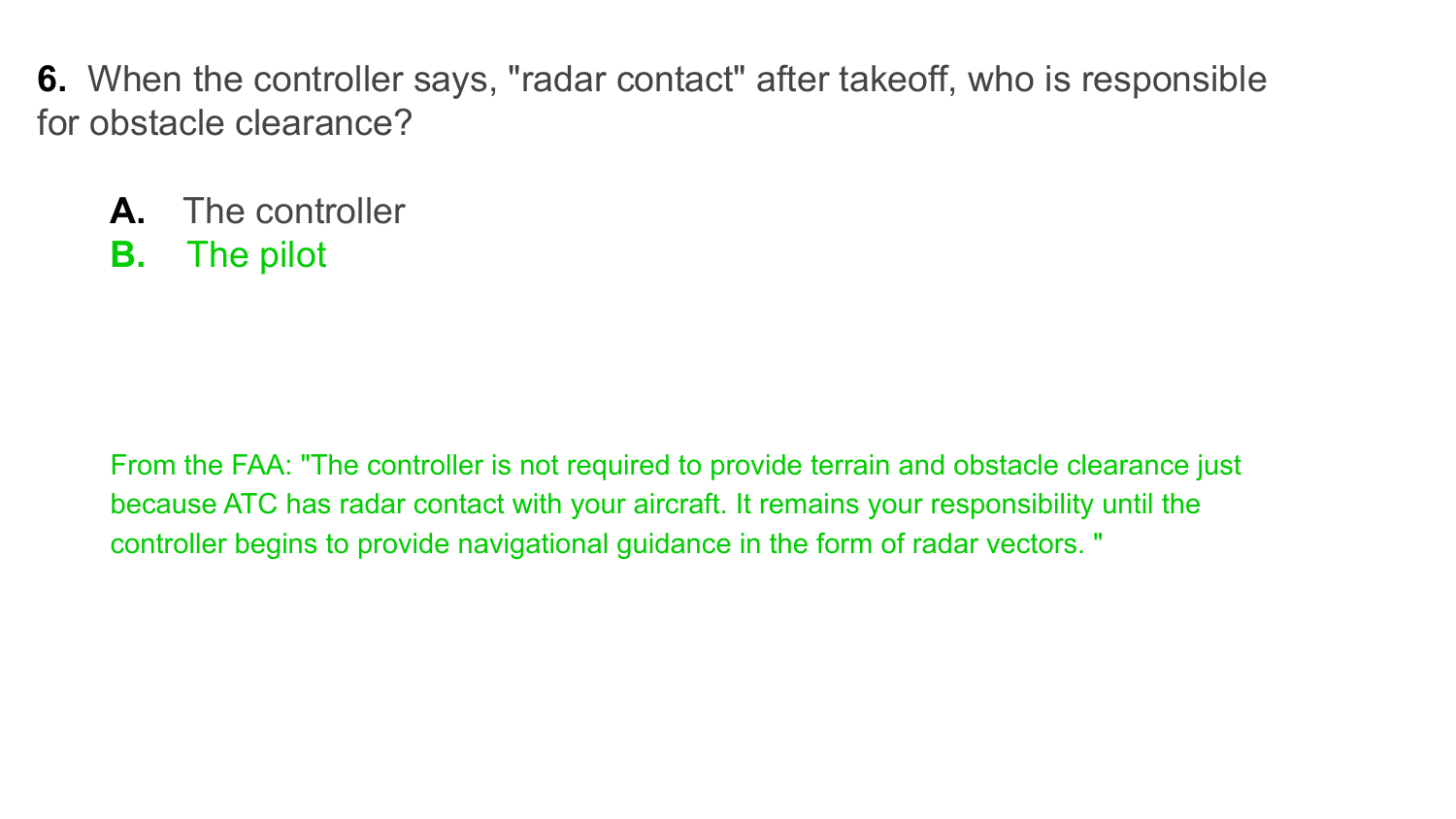**6.** When the controller says, "radar contact" after takeoff, who is responsible for obstacle clearance?

- **A.** The controller
- **B.** The pilot

From the FAA: "The controller is not required to provide terrain and obstacle clearance just because ATC has radar contact with your aircraft. It remains your responsibility until the controller begins to provide navigational guidance in the form of radar vectors. "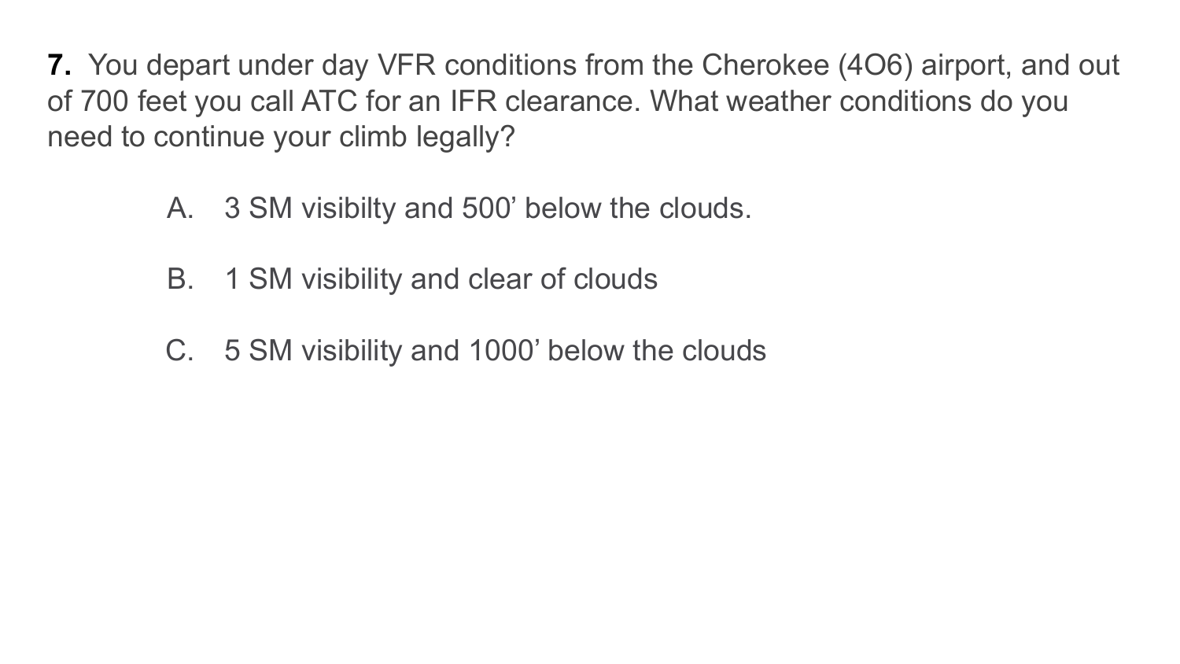**7.** You depart under day VFR conditions from the Cherokee (4O6) airport, and out of 700 feet you call ATC for an IFR clearance. What weather conditions do you need to continue your climb legally?

A. 3 SM visibilty and 500’ below the clouds.

B. 1 SM visibility and clear of clouds

C. 5 SM visibility and 1000’ below the clouds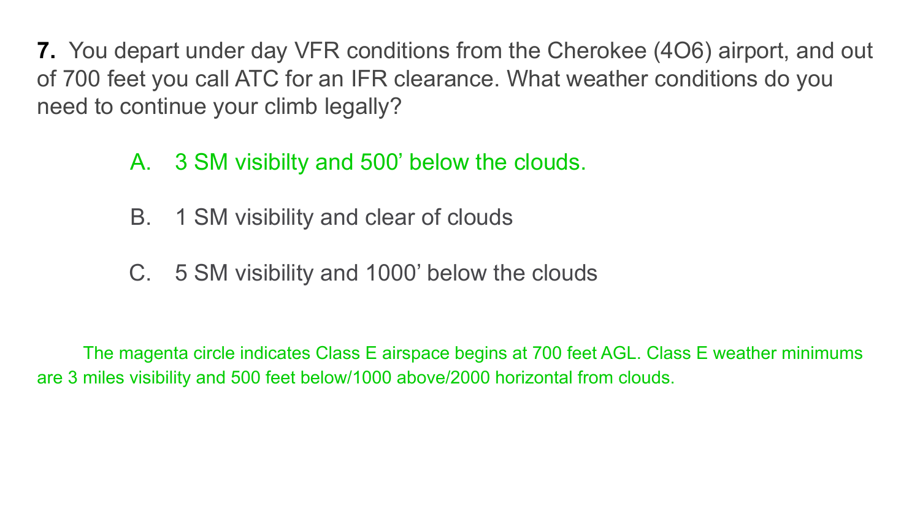**7.** You depart under day VFR conditions from the Cherokee (4O6) airport, and out of 700 feet you call ATC for an IFR clearance. What weather conditions do you need to continue your climb legally?

A. 3 SM visibilty and 500' below the clouds.

B. 1 SM visibility and clear of clouds

C. 5 SM visibility and 1000' below the clouds

The magenta circle indicates Class E airspace begins at 700 feet AGL. Class E weather minimums are 3 miles visibility and 500 feet below/1000 above/2000 horizontal from clouds.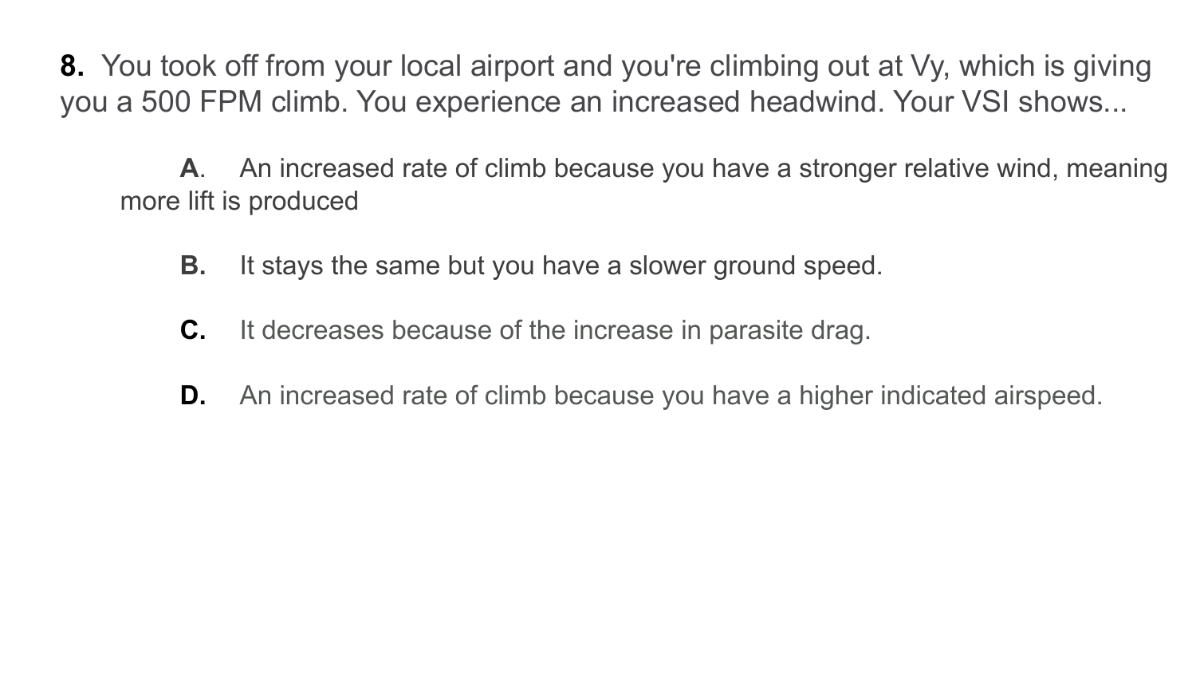**8.** You took off from your local airport and you're climbing out at Vy, which is giving you a 500 FPM climb. You experience an increased headwind. Your VSI shows...

**A**. An increased rate of climb because you have a stronger relative wind, meaning more lift is produced

**B.** It stays the same but you have a slower ground speed.

**C.** It decreases because of the increase in parasite drag.

**D.** An increased rate of climb because you have a higher indicated airspeed.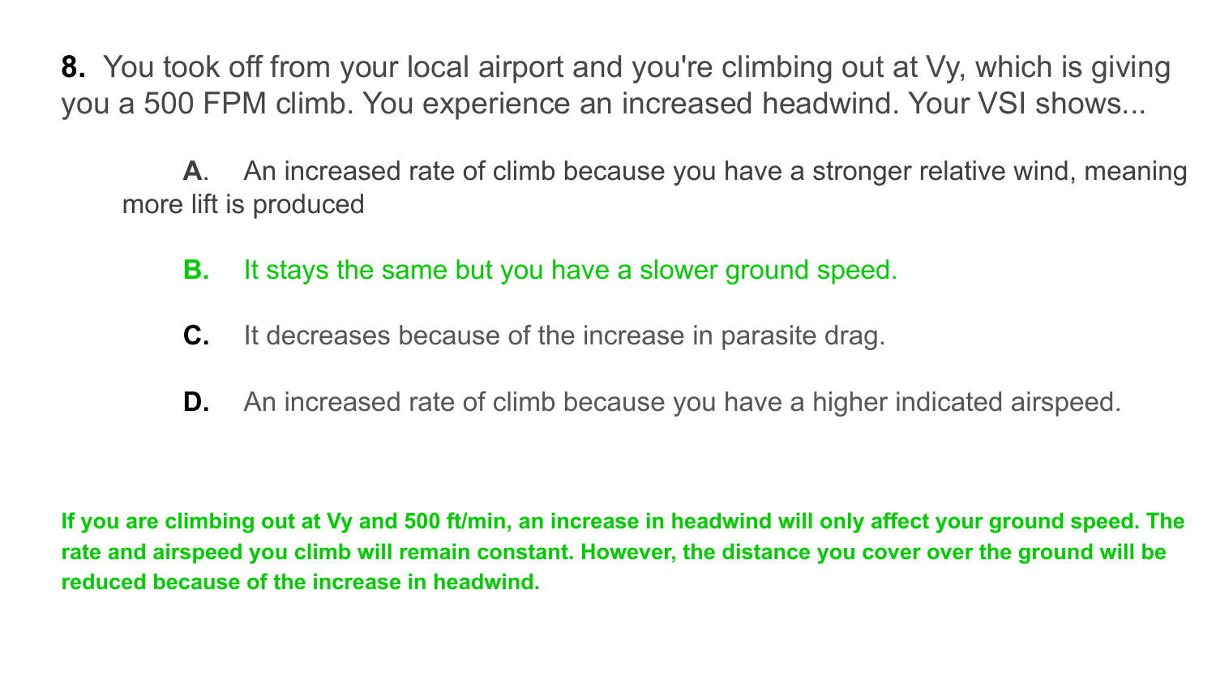**8.** You took off from your local airport and you're climbing out at Vy, which is giving you a 500 FPM climb. You experience an increased headwind. Your VSI shows...

**A**. An increased rate of climb because you have a stronger relative wind, meaning more lift is produced

**B.** It stays the same but you have a slower ground speed.

**C.** It decreases because of the increase in parasite drag.

**D.** An increased rate of climb because you have a higher indicated airspeed.

**If you are climbing out at Vy and 500 ft/min, an increase in headwind will only affect your ground speed. The rate and airspeed you climb will remain constant. However, the distance you cover over the ground will be reduced because of the increase in headwind.**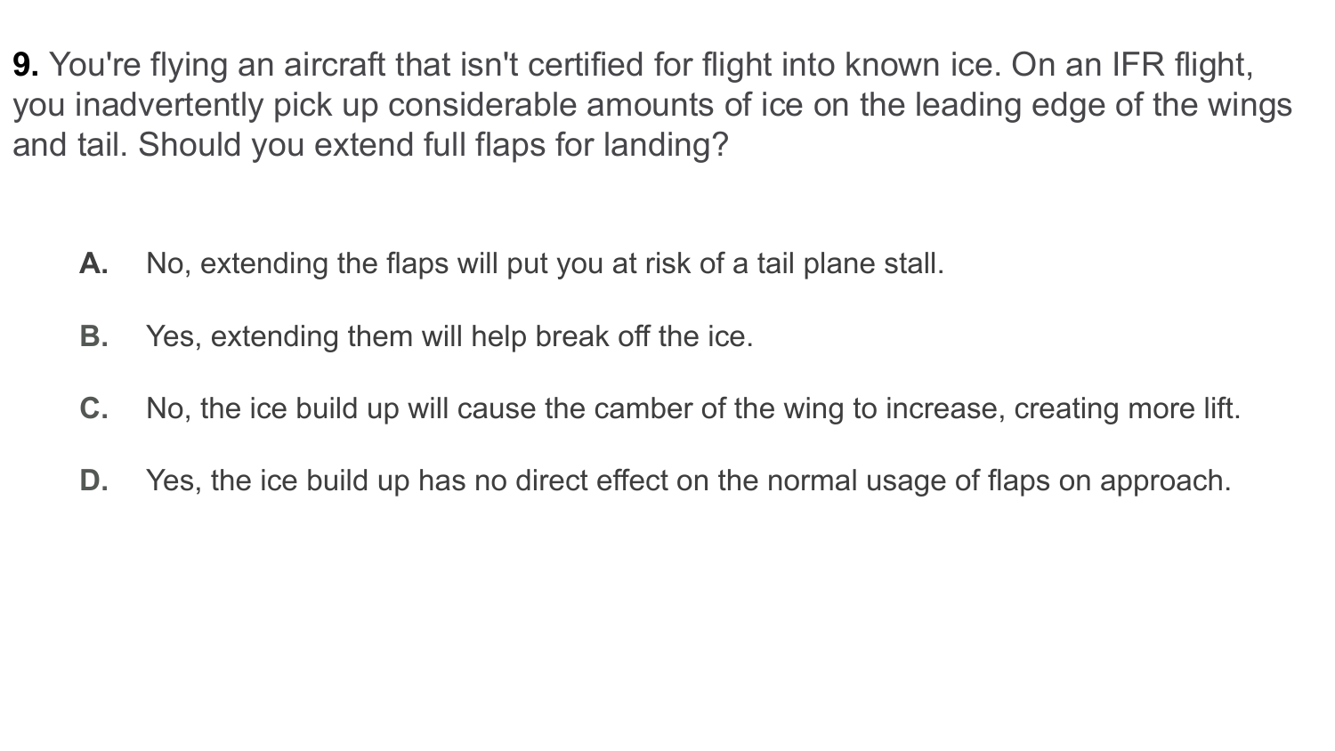**9.** You're flying an aircraft that isn't certified for flight into known ice. On an IFR flight, you inadvertently pick up considerable amounts of ice on the leading edge of the wings and tail. Should you extend full flaps for landing?

- **A.** No, extending the flaps will put you at risk of a tail plane stall.
- **B.** Yes, extending them will help break off the ice.
- **C.** No, the ice build up will cause the camber of the wing to increase, creating more lift.
- **D.** Yes, the ice build up has no direct effect on the normal usage of flaps on approach.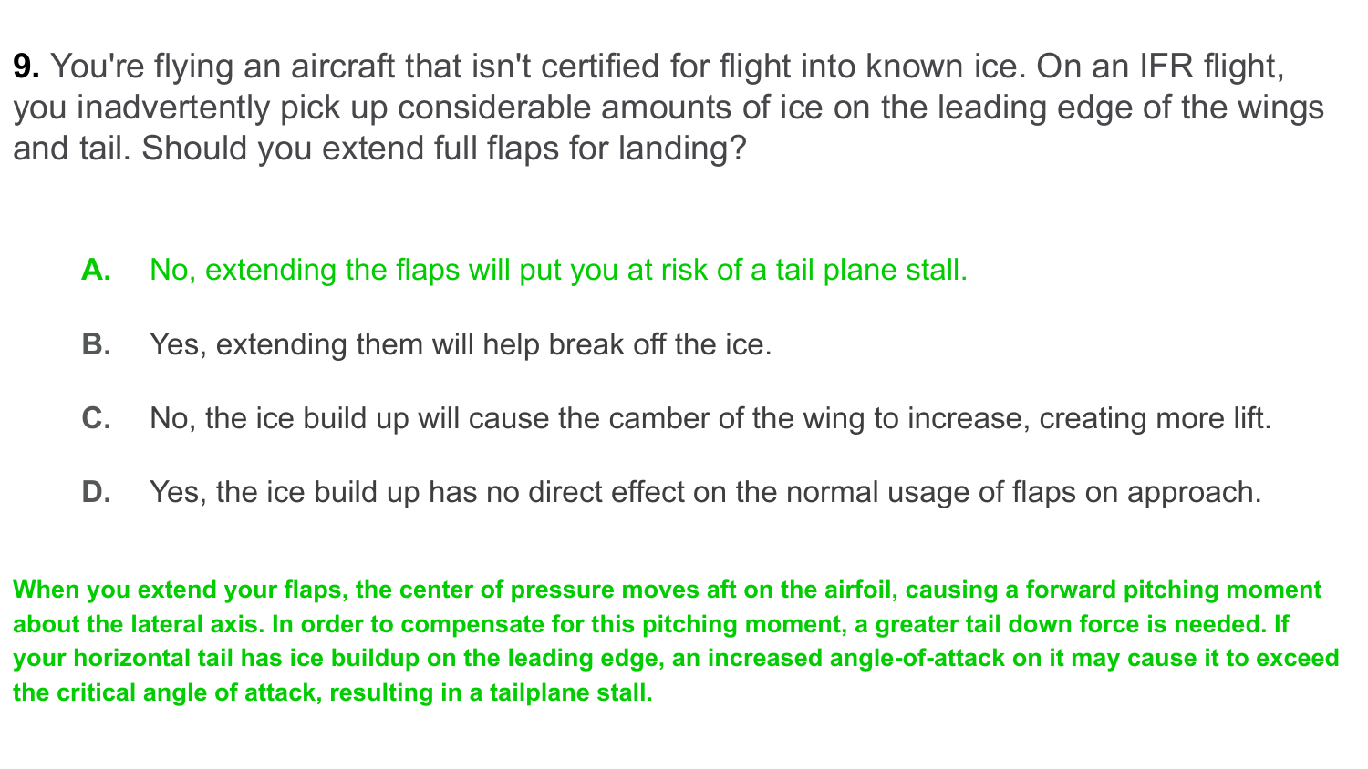**9.** You're flying an aircraft that isn't certified for flight into known ice. On an IFR flight, you inadvertently pick up considerable amounts of ice on the leading edge of the wings and tail. Should you extend full flaps for landing?

- **A.** No, extending the flaps will put you at risk of a tail plane stall.
- **B.** Yes, extending them will help break off the ice.
- **C.** No, the ice build up will cause the camber of the wing to increase, creating more lift.
- **D.** Yes, the ice build up has no direct effect on the normal usage of flaps on approach.

**When you extend your flaps, the center of pressure moves aft on the airfoil, causing a forward pitching moment about the lateral axis. In order to compensate for this pitching moment, a greater tail down force is needed. If your horizontal tail has ice buildup on the leading edge, an increased angle-of-attack on it may cause it to exceed the critical angle of attack, resulting in a tailplane stall.**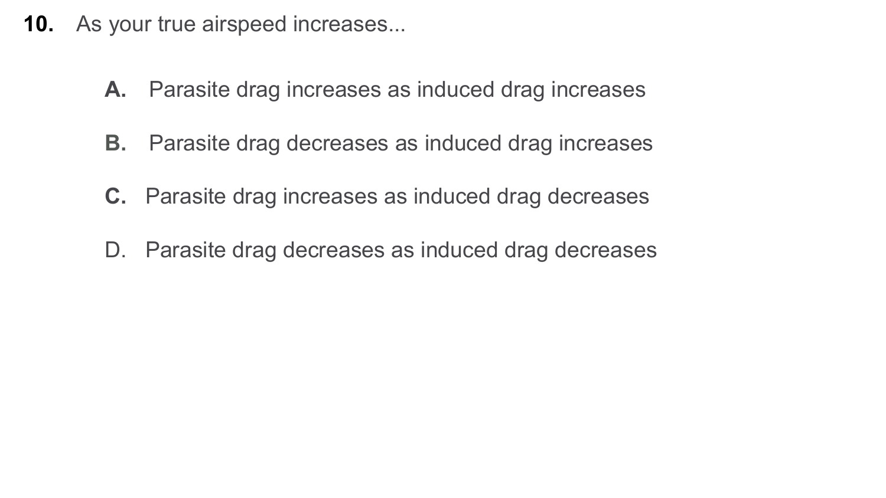**10.** As your true airspeed increases...

**A.** Parasite drag increases as induced drag increases

**B.** Parasite drag decreases as induced drag increases

**C.** Parasite drag increases as induced drag decreases

D. Parasite drag decreases as induced drag decreases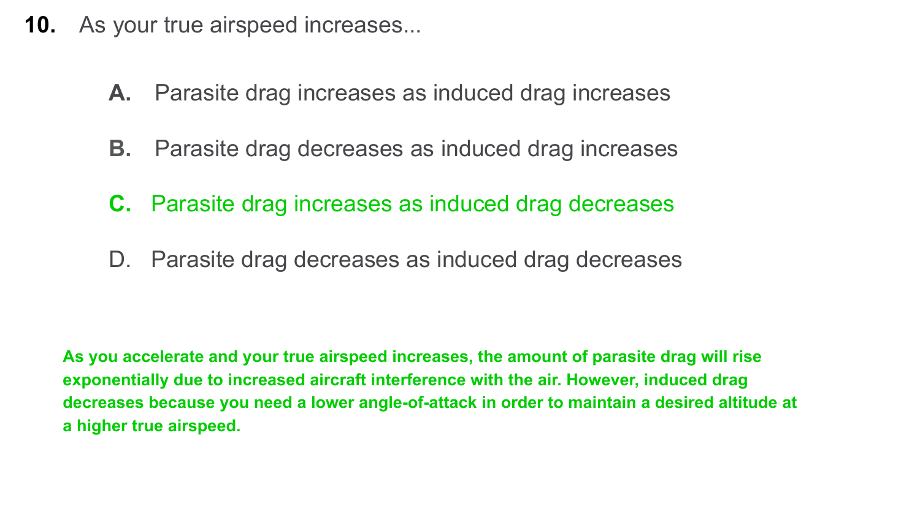**10.** As your true airspeed increases...

- **A.** Parasite drag increases as induced drag increases
- **B.** Parasite drag decreases as induced drag increases
- **C.** Parasite drag increases as induced drag decreases
- D. Parasite drag decreases as induced drag decreases

**As you accelerate and your true airspeed increases, the amount of parasite drag will rise exponentially due to increased aircraft interference with the air. However, induced drag decreases because you need a lower angle-of-attack in order to maintain a desired altitude at a higher true airspeed.**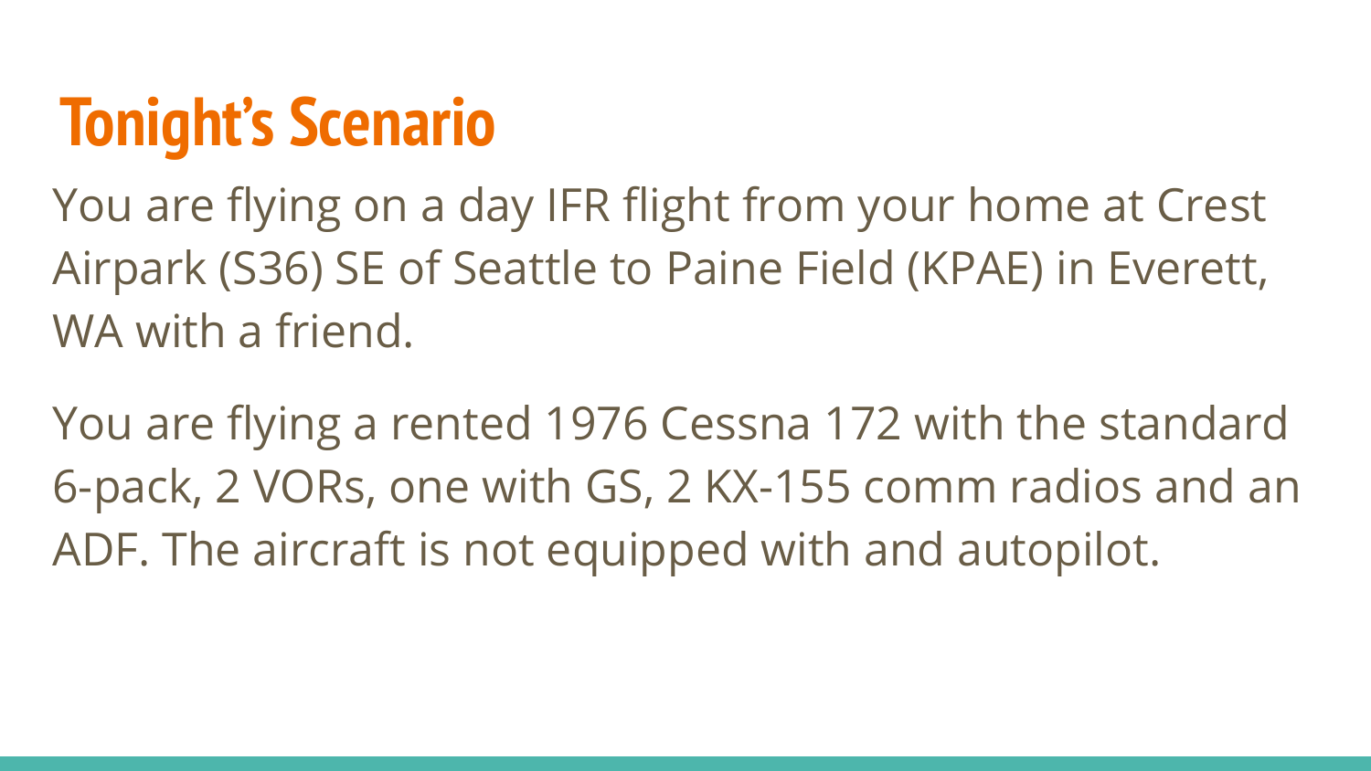# Tonight's Scenario

You are flying on a day IFR flight from your home at Crest Airpark (S36) SE of Seattle to Paine Field (KPAE) in Everett, WA with a friend.

You are flying a rented 1976 Cessna 172 with the standard 6-pack, 2 VORs, one with GS, 2 KX-155 comm radios and an ADF. The aircraft is not equipped with and autopilot.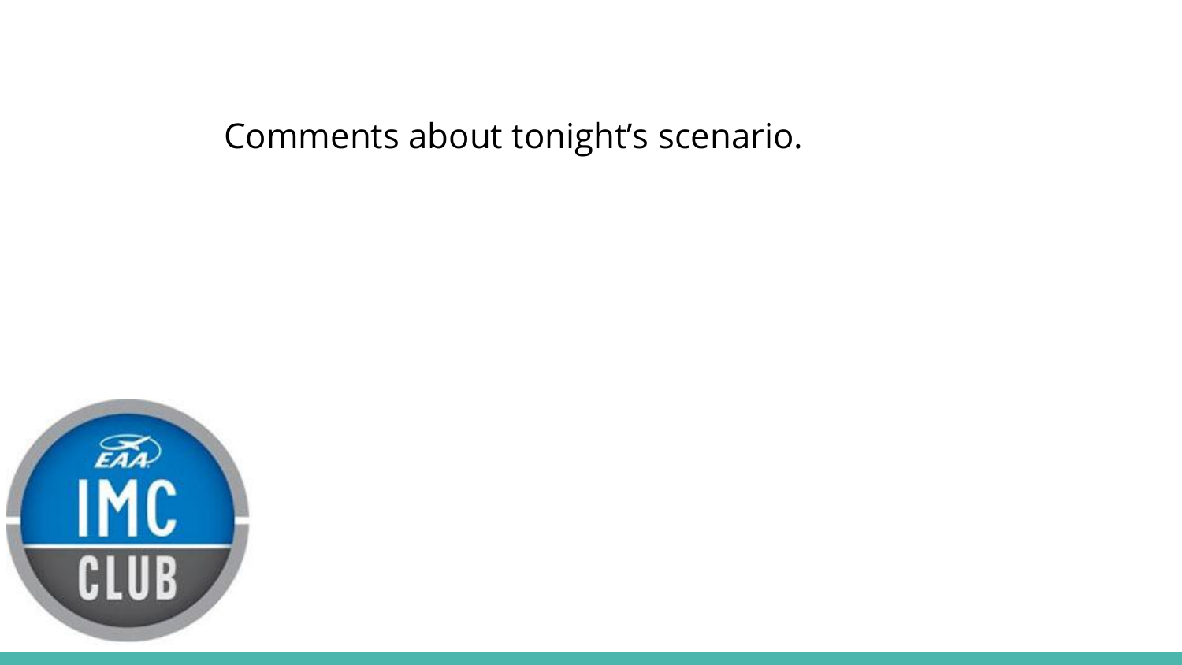Comments about tonight's scenario.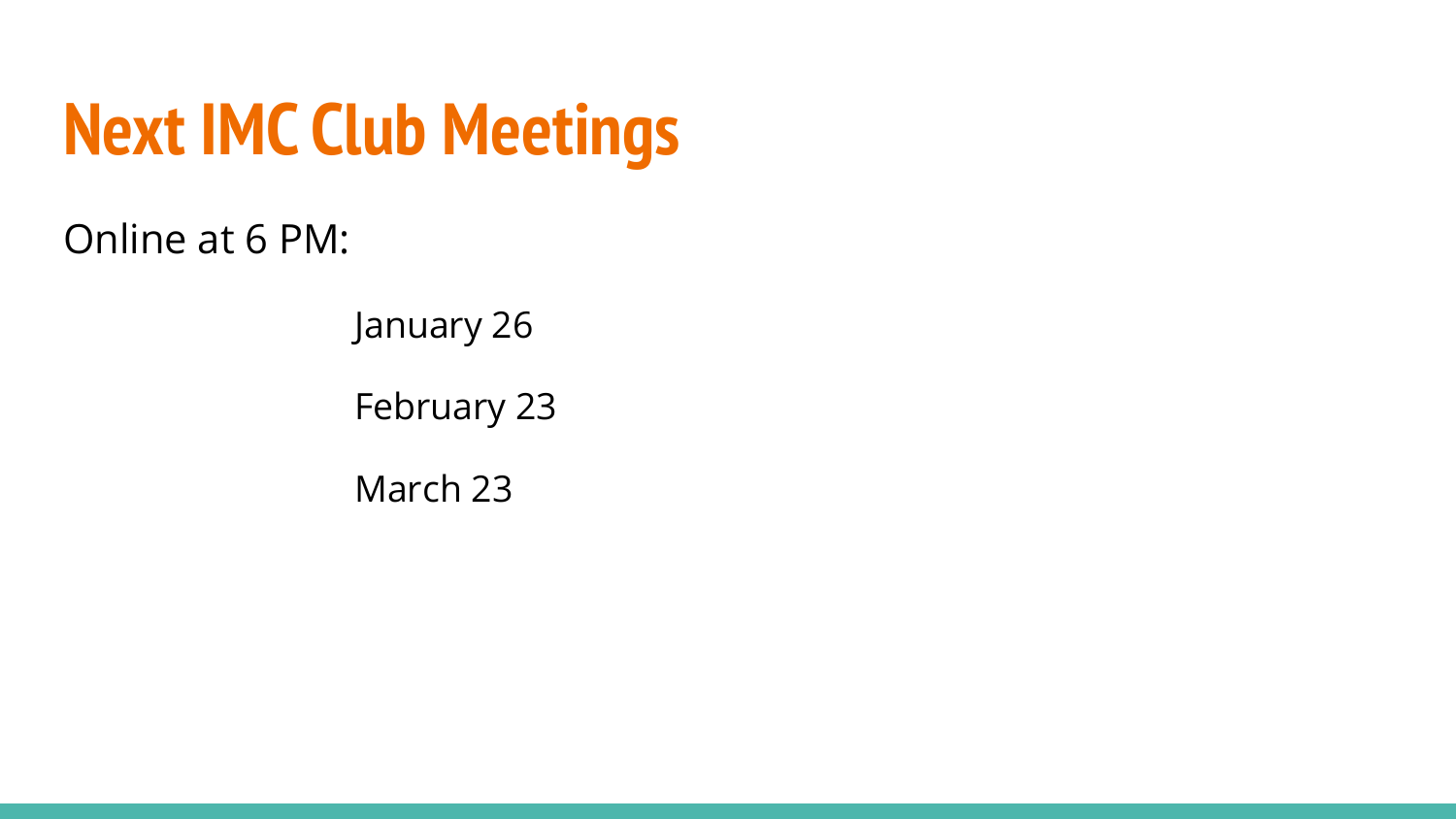# Next IMC Club Meetings

Online at 6 PM:

January 26

February 23

March 23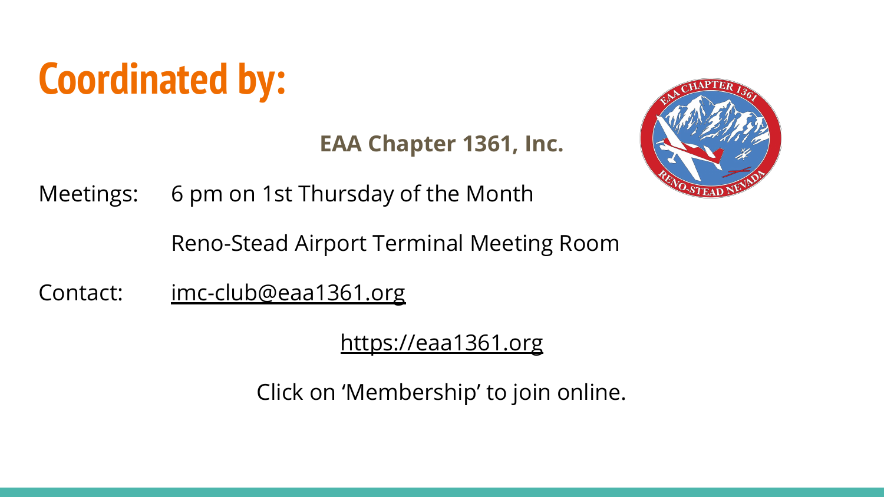# Coordinated by:

**EAA Chapter 1361, Inc.**

Meetings: 6 pm on 1st Thursday of the Month

Reno-Stead Airport Terminal Meeting Room

Contact: imc-club@eaa1361.org

https://eaa1361.org

Click on 'Membership' to join online.